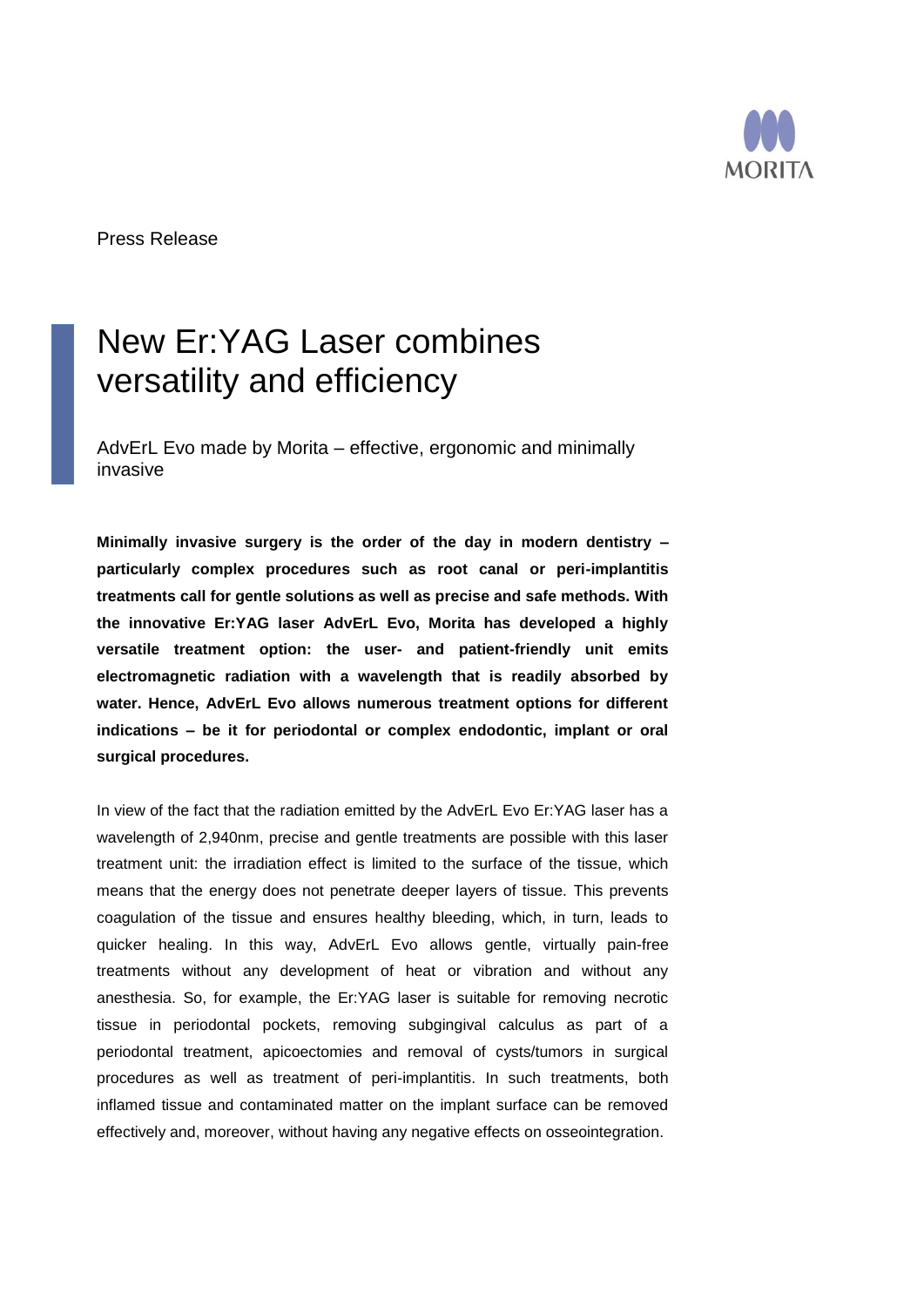Press Release

# New Er:YAG Laser combines versatility and efficiency

AdvErL Evo made by Morita – effective, ergonomic and minimally invasive

**Minimally invasive surgery is the order of the day in modern dentistry – particularly complex procedures such as root canal or peri-implantitis treatments call for gentle solutions as well as precise and safe methods. With the innovative Er:YAG laser AdvErL Evo, Morita has developed a highly versatile treatment option: the user- and patient-friendly unit emits electromagnetic radiation with a wavelength that is readily absorbed by water. Hence, AdvErL Evo allows numerous treatment options for different indications – be it for periodontal or complex endodontic, implant or oral surgical procedures.**

In view of the fact that the radiation emitted by the AdvErL Evo Er:YAG laser has a wavelength of 2,940nm, precise and gentle treatments are possible with this laser treatment unit: the irradiation effect is limited to the surface of the tissue, which means that the energy does not penetrate deeper layers of tissue. This prevents coagulation of the tissue and ensures healthy bleeding, which, in turn, leads to quicker healing. In this way, AdvErL Evo allows gentle, virtually pain-free treatments without any development of heat or vibration and without any anesthesia. So, for example, the Er:YAG laser is suitable for removing necrotic tissue in periodontal pockets, removing subgingival calculus as part of a periodontal treatment, apicoectomies and removal of cysts/tumors in surgical procedures as well as treatment of peri-implantitis. In such treatments, both inflamed tissue and contaminated matter on the implant surface can be removed effectively and, moreover, without having any negative effects on osseointegration.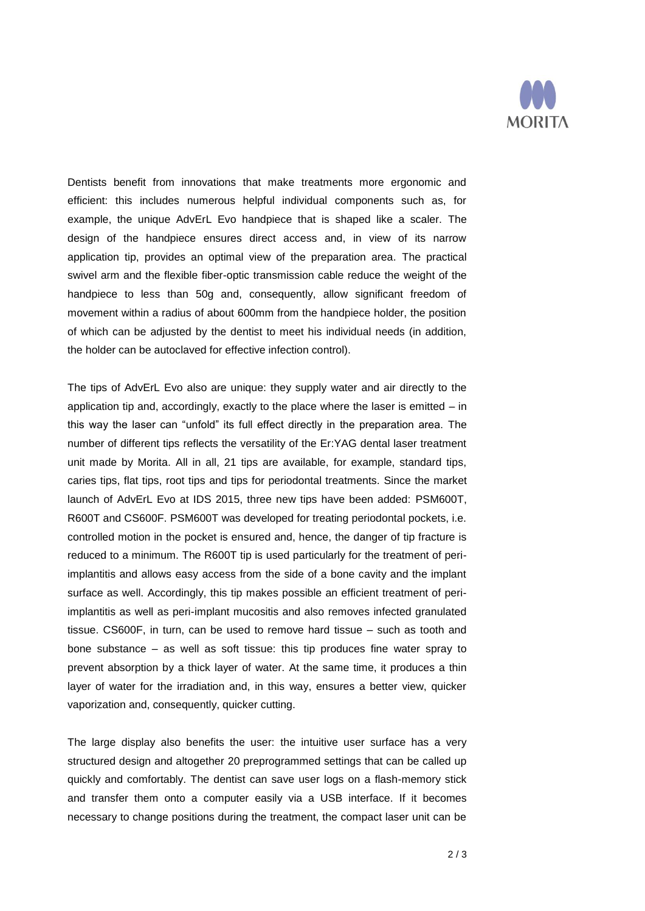Dentists benefit from innovations that make treatments more ergonomic and efficient: this includes numerous helpful individual components such as, for example, the unique AdvErL Evo handpiece that is shaped like a scaler. The design of the handpiece ensures direct access and, in view of its narrow application tip, provides an optimal view of the preparation area. The practical swivel arm and the flexible fiber-optic transmission cable reduce the weight of the handpiece to less than 50g and, consequently, allow significant freedom of movement within a radius of about 600mm from the handpiece holder, the position of which can be adjusted by the dentist to meet his individual needs (in addition, the holder can be autoclaved for effective infection control).

The tips of AdvErL Evo also are unique: they supply water and air directly to the application tip and, accordingly, exactly to the place where the laser is emitted – in this way the laser can "unfold" its full effect directly in the preparation area. The number of different tips reflects the versatility of the Er:YAG dental laser treatment unit made by Morita. All in all, 21 tips are available, for example, standard tips, caries tips, flat tips, root tips and tips for periodontal treatments. Since the market launch of AdvErL Evo at IDS 2015, three new tips have been added: PSM600T, R600T and CS600F. PSM600T was developed for treating periodontal pockets, i.e. controlled motion in the pocket is ensured and, hence, the danger of tip fracture is reduced to a minimum. The R600T tip is used particularly for the treatment of peri-implantitis and allows easy access from the side of a bone cavity and the implant surface as well. Accordingly, this tip makes possible an efficient treatment of peri-implantitis as well as peri-implant mucositis and also removes infected granulated tissue. CS600F, in turn, can be used to remove hard tissue – such as tooth and bone substance – as well as soft tissue: this tip produces fine water spray to prevent absorption by a thick layer of water. At the same time, it produces a thin layer of water for the irradiation and, in this way, ensures a better view, quicker vaporization and, consequently, quicker cutting.

The large display also benefits the user: the intuitive user surface has a very structured design and altogether 20 preprogrammed settings that can be called up quickly and comfortably. The dentist can save user logs on a flash-memory stick and transfer them onto a computer easily via a USB interface. If it becomes necessary to change positions during the treatment, the compact laser unit can be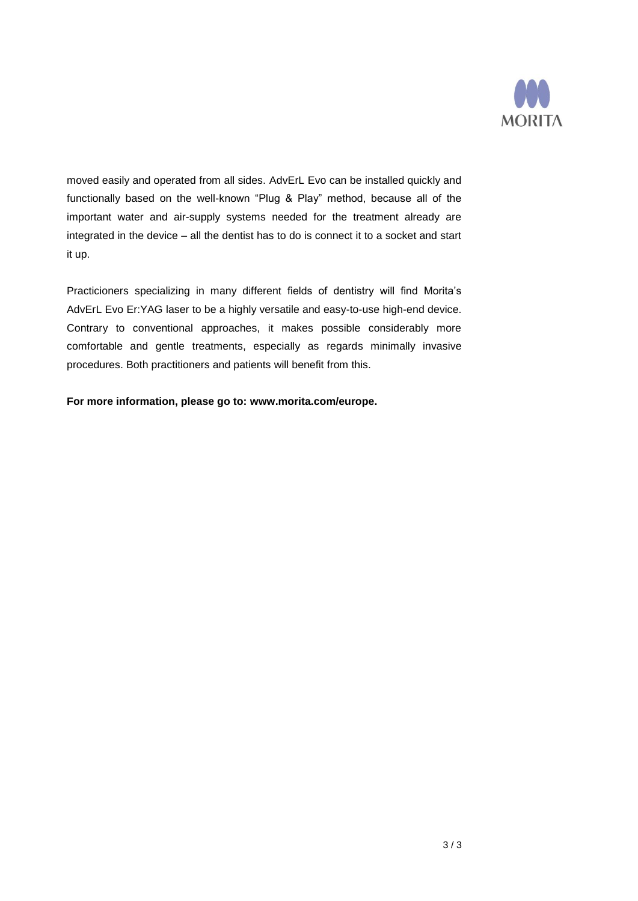moved easily and operated from all sides. AdvErL Evo can be installed quickly and functionally based on the well-known “Plug & Play” method, because all of the important water and air-supply systems needed for the treatment already are integrated in the device – all the dentist has to do is connect it to a socket and start it up.

Practicioners specializing in many different fields of dentistry will find Morita’s AdvErL Evo Er:YAG laser to be a highly versatile and easy-to-use high-end device. Contrary to conventional approaches, it makes possible considerably more comfortable and gentle treatments, especially as regards minimally invasive procedures. Both practitioners and patients will benefit from this.

**For more information, please go to: www.morita.com/europe.**